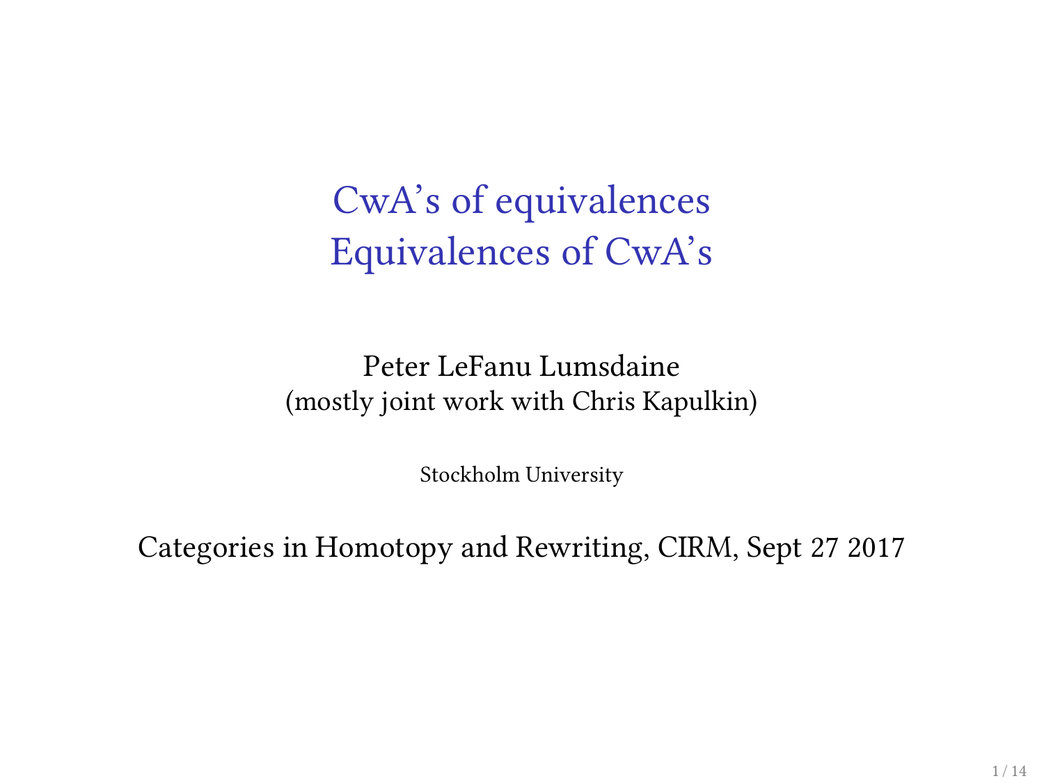# CwA's of equivalences
# Equivalences of CwA's

Peter LeFanu Lumsdaine
(mostly joint work with Chris Kapulkin)

Stockholm University

Categories in Homotopy and Rewriting, CIRM, Sept 27 2017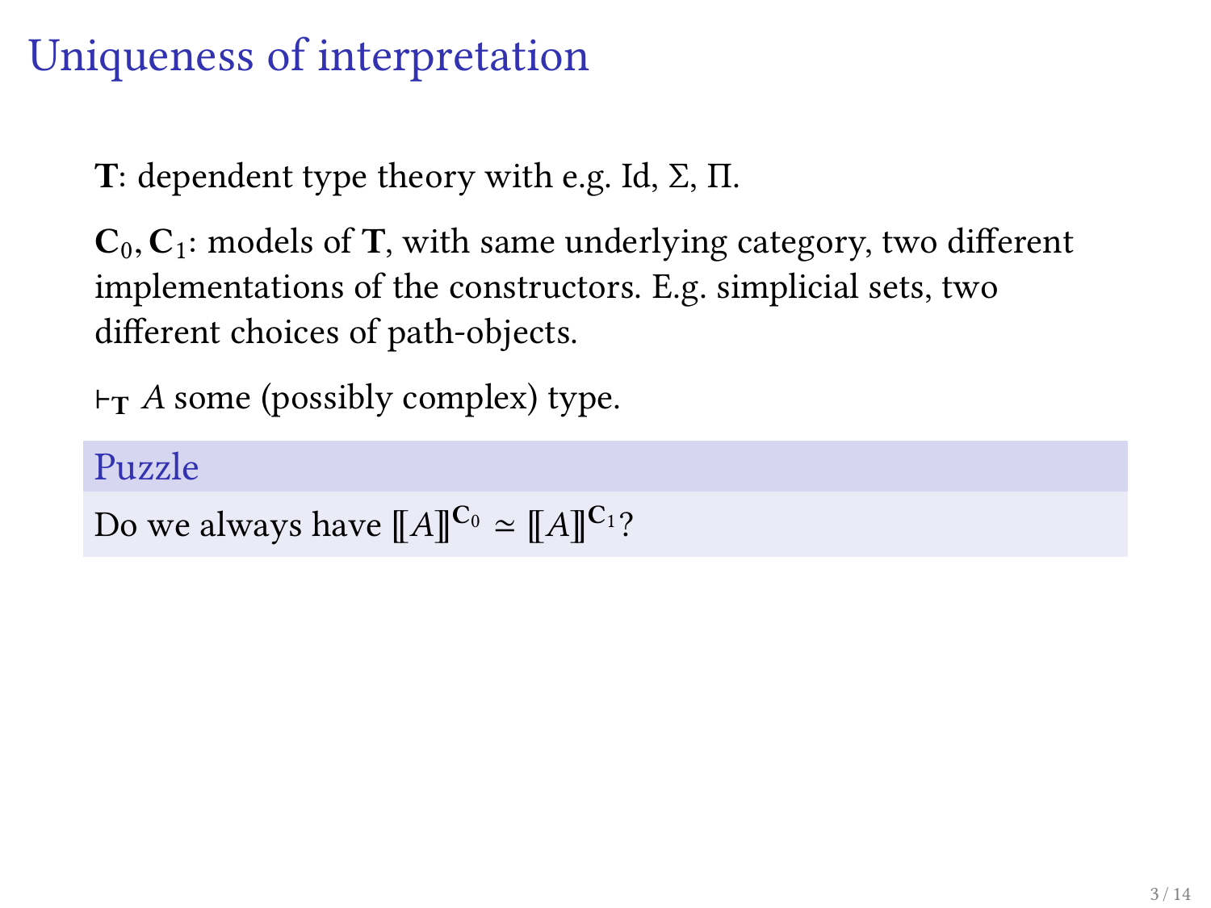# Uniqueness of interpretation

$\mathbf{T}$: dependent type theory with e.g. Id, $\Sigma$, $\Pi$.

$\mathbf{C}_0, \mathbf{C}_1$: models of $\mathbf{T}$, with same underlying category, two different implementations of the constructors. E.g. simplicial sets, two different choices of path-objects.

$\vdash_{\mathbf{T}} A$ some (possibly complex) type.

## Puzzle

Do we always have $[\![A]\!]^{\mathbf{C}_0} \simeq [\![A]\!]^{\mathbf{C}_1}$?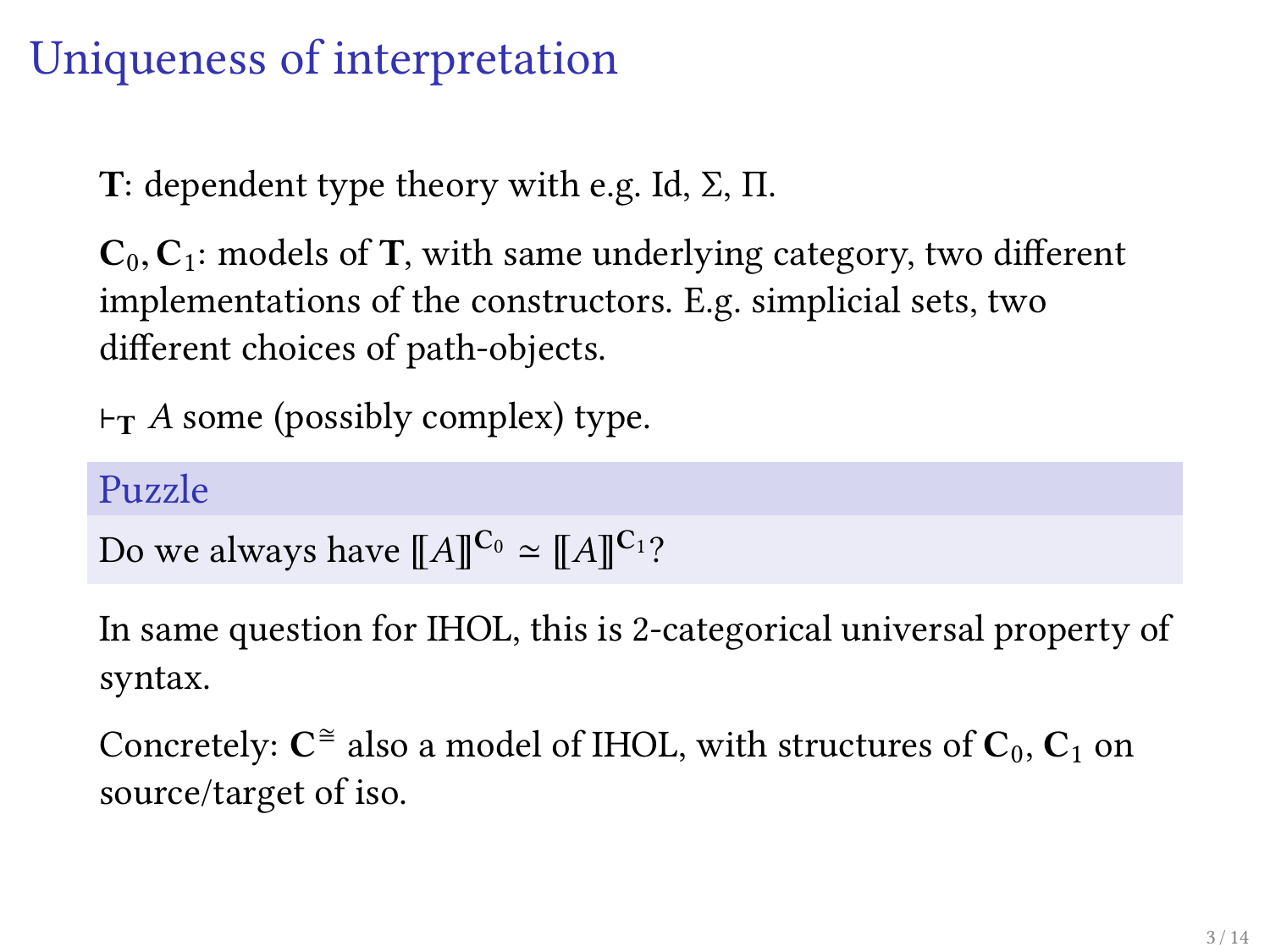# Uniqueness of interpretation

$\mathbf{T}$: dependent type theory with e.g. Id, $\Sigma$, $\Pi$.

$\mathbf{C}_0, \mathbf{C}_1$: models of $\mathbf{T}$, with same underlying category, two different implementations of the constructors. E.g. simplicial sets, two different choices of path-objects.

$\vdash_{\mathbf{T}} A$ some (possibly complex) type.

## Puzzle

Do we always have $[\![A]\!]^{\mathbf{C}_0} \simeq [\![A]\!]^{\mathbf{C}_1}$?

In same question for IHOL, this is 2-categorical universal property of syntax.

Concretely: $\mathbf{C}^{\cong}$ also a model of IHOL, with structures of $\mathbf{C}_0$, $\mathbf{C}_1$ on source/target of iso.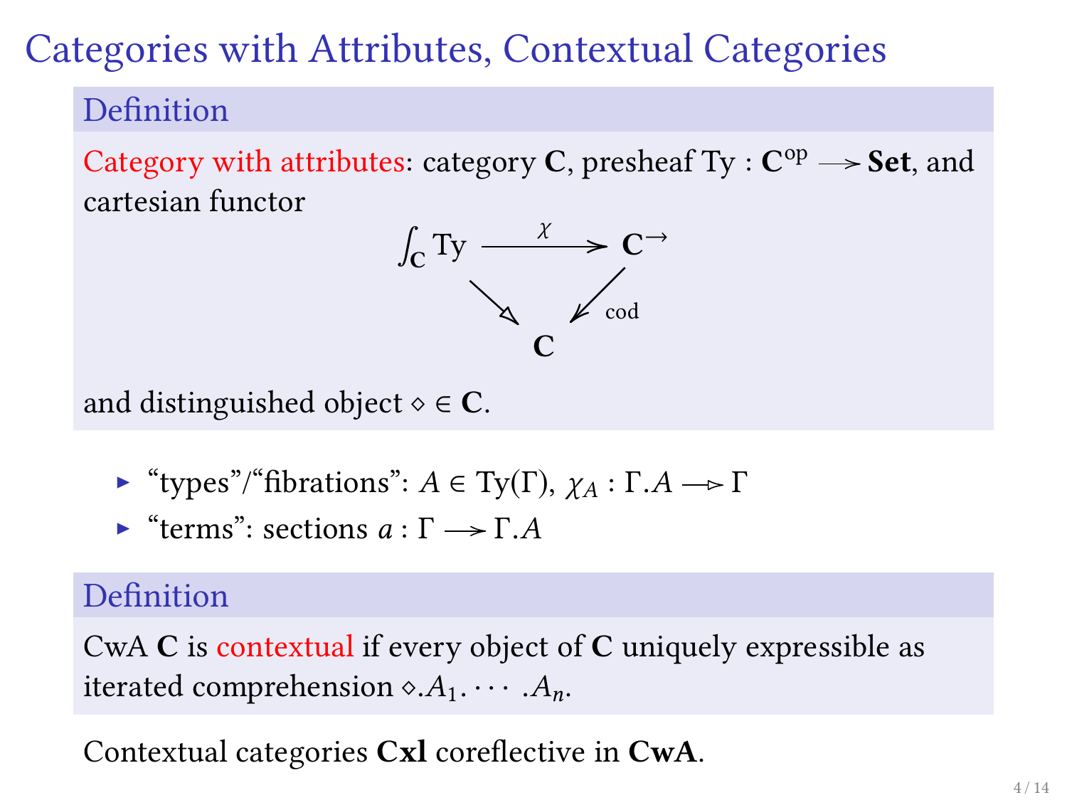# Categories with Attributes, Contextual Categories

## Definition

Category with attributes: category $\mathbf{C}$, presheaf $\mathrm{Ty} : \mathbf{C}^{\mathrm{op}} \longrightarrow \mathbf{Set}$, and cartesian functor

$$
\begin{array}{ccc}
\int_{\mathbf{C}} \mathrm{Ty} & \xrightarrow{\ \chi\ } & \mathbf{C}^{\rightarrow} \\
& \searrow \quad \swarrow_{\mathrm{cod}} & \\
& \mathbf{C} &
\end{array}
$$

and distinguished object $\diamond \in \mathbf{C}$.

- "types"/"fibrations": $A \in \mathrm{Ty}(\Gamma)$, $\chi_A : \Gamma.A \twoheadrightarrow \Gamma$
- "terms": sections $a : \Gamma \longrightarrow \Gamma.A$

## Definition

CwA $\mathbf{C}$ is contextual if every object of $\mathbf{C}$ uniquely expressible as iterated comprehension $\diamond.A_1.\cdots.A_n$.

Contextual categories $\mathbf{Cxl}$ coreflective in $\mathbf{CwA}$.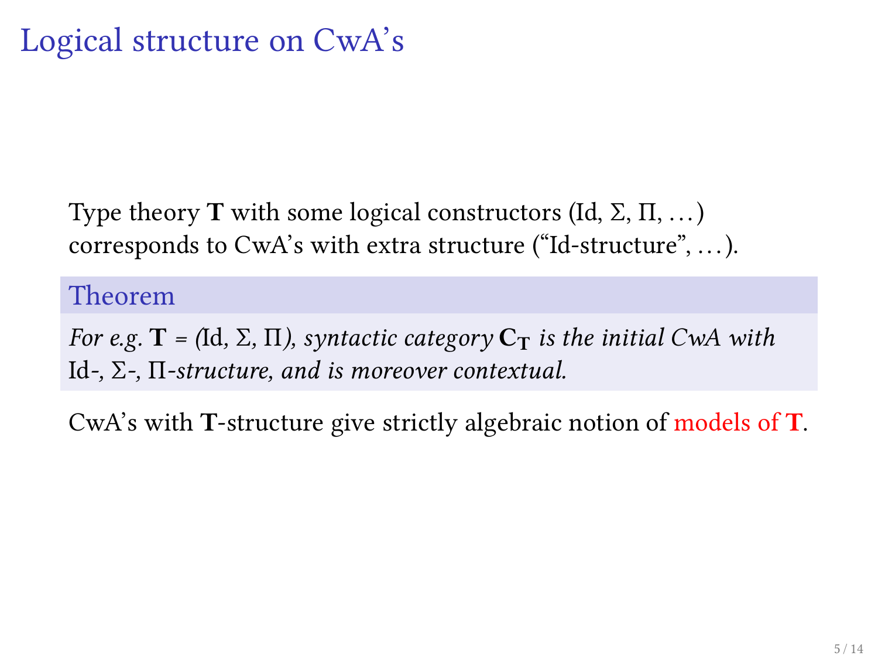# Logical structure on CwA's

Type theory $\mathbf{T}$ with some logical constructors (Id, $\Sigma$, $\Pi$, …) corresponds to CwA's with extra structure ("Id-structure", …).

**Theorem**

*For e.g. $\mathbf{T} = (\mathrm{Id}, \Sigma, \Pi)$, syntactic category $\mathbf{C}_{\mathbf{T}}$ is the initial CwA with* Id-*,* $\Sigma$-*,* $\Pi$-*structure, and is moreover contextual.*

CwA's with $\mathbf{T}$-structure give strictly algebraic notion of models of $\mathbf{T}$.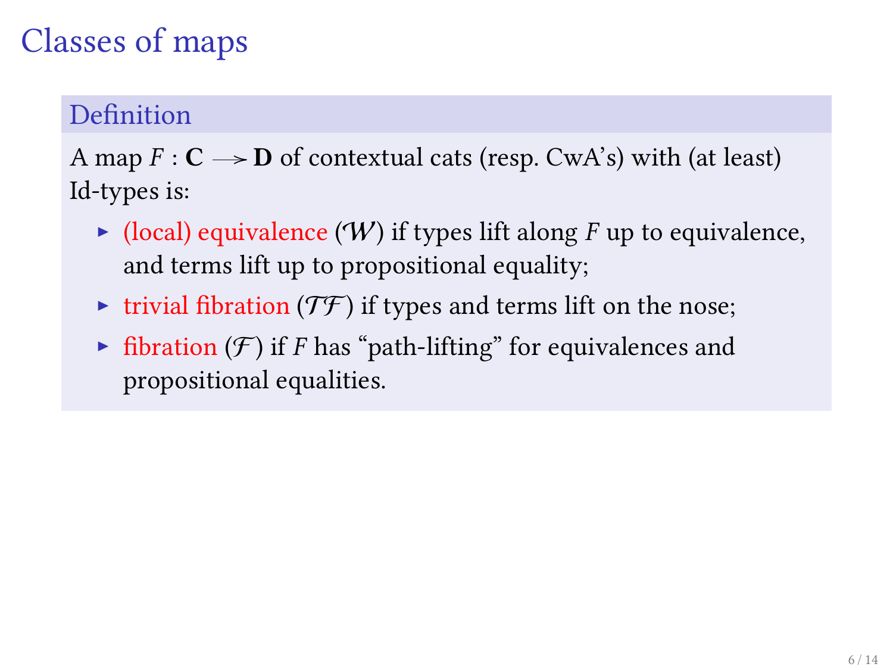# Classes of maps

**Definition**

A map $F : \mathbf{C} \longrightarrow \mathbf{D}$ of contextual cats (resp. CwA's) with (at least) Id-types is:

- (local) equivalence ($\mathcal{W}$) if types lift along $F$ up to equivalence, and terms lift up to propositional equality;
- trivial fibration ($\mathcal{TF}$) if types and terms lift on the nose;
- fibration ($\mathcal{F}$) if $F$ has "path-lifting" for equivalences and propositional equalities.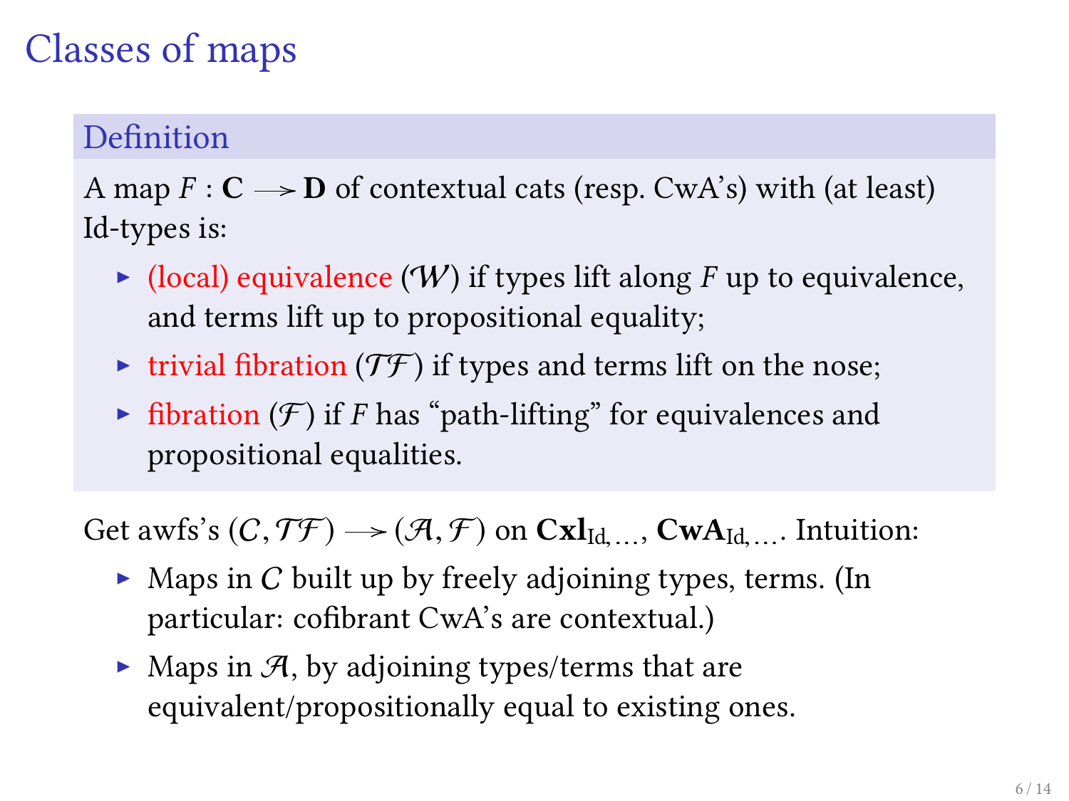# Classes of maps

**Definition**

A map $F : \mathbf{C} \longrightarrow \mathbf{D}$ of contextual cats (resp. CwA's) with (at least) Id-types is:

- (local) equivalence ($\mathcal{W}$) if types lift along $F$ up to equivalence, and terms lift up to propositional equality;
- trivial fibration ($\mathcal{TF}$) if types and terms lift on the nose;
- fibration ($\mathcal{F}$) if $F$ has "path-lifting" for equivalences and propositional equalities.

Get awfs's $(\mathcal{C}, \mathcal{TF}) \longrightarrow (\mathcal{A}, \mathcal{F})$ on $\mathbf{Cxl}_{\mathrm{Id},\ldots}$, $\mathbf{CwA}_{\mathrm{Id},\ldots}$. Intuition:

- Maps in $\mathcal{C}$ built up by freely adjoining types, terms. (In particular: cofibrant CwA's are contextual.)
- Maps in $\mathcal{A}$, by adjoining types/terms that are equivalent/propositionally equal to existing ones.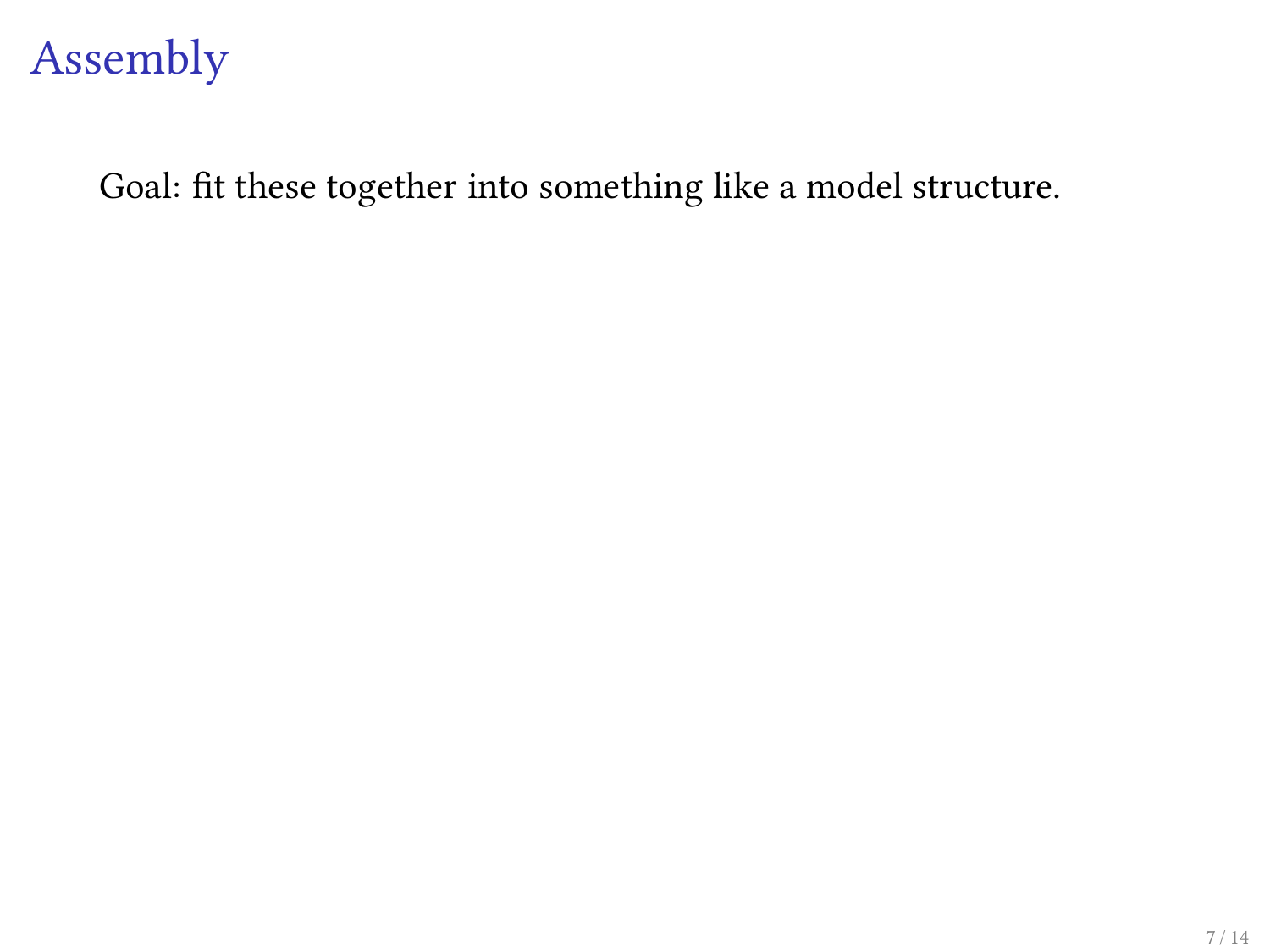# Assembly

Goal: fit these together into something like a model structure.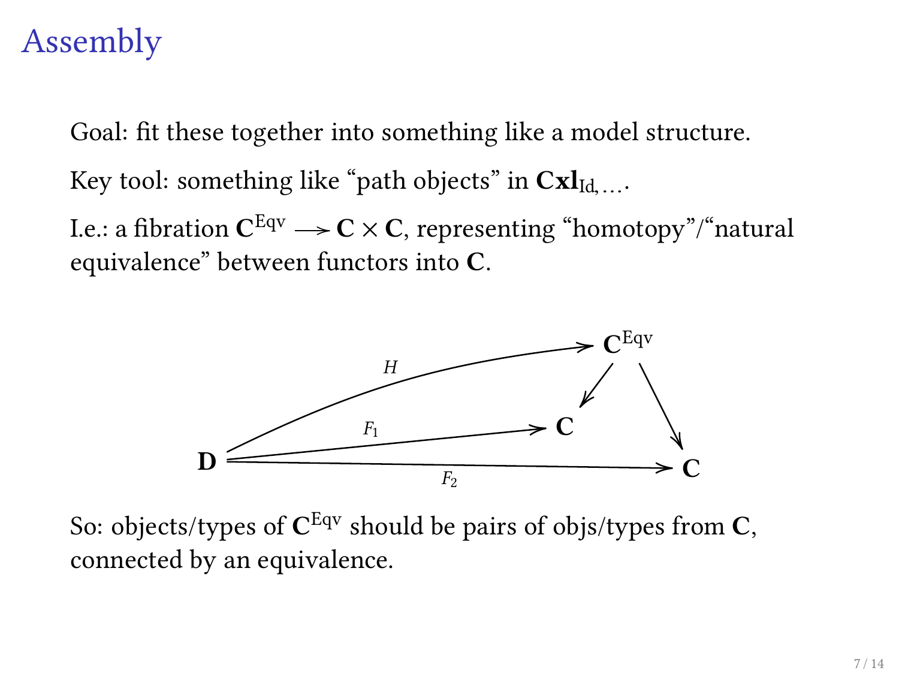# Assembly

Goal: fit these together into something like a model structure.

Key tool: something like “path objects” in $\mathbf{Cxl}_{\mathrm{Id},\ldots}$.

I.e.: a fibration $\mathbf{C}^{\mathrm{Eqv}} \twoheadrightarrow \mathbf{C} \times \mathbf{C}$, representing “homotopy”/“natural equivalence” between functors into $\mathbf{C}$.

$$
\begin{array}{c}
\mathbf{D} \xrightarrow{H} \mathbf{C}^{\mathrm{Eqv}}, \quad \mathbf{D} \xrightarrow{F_1} \mathbf{C}, \quad \mathbf{D} \xrightarrow{F_2} \mathbf{C}, \quad \mathbf{C}^{\mathrm{Eqv}} \to \mathbf{C}, \quad \mathbf{C}^{\mathrm{Eqv}} \to \mathbf{C}
\end{array}
$$

So: objects/types of $\mathbf{C}^{\mathrm{Eqv}}$ should be pairs of objs/types from $\mathbf{C}$, connected by an equivalence.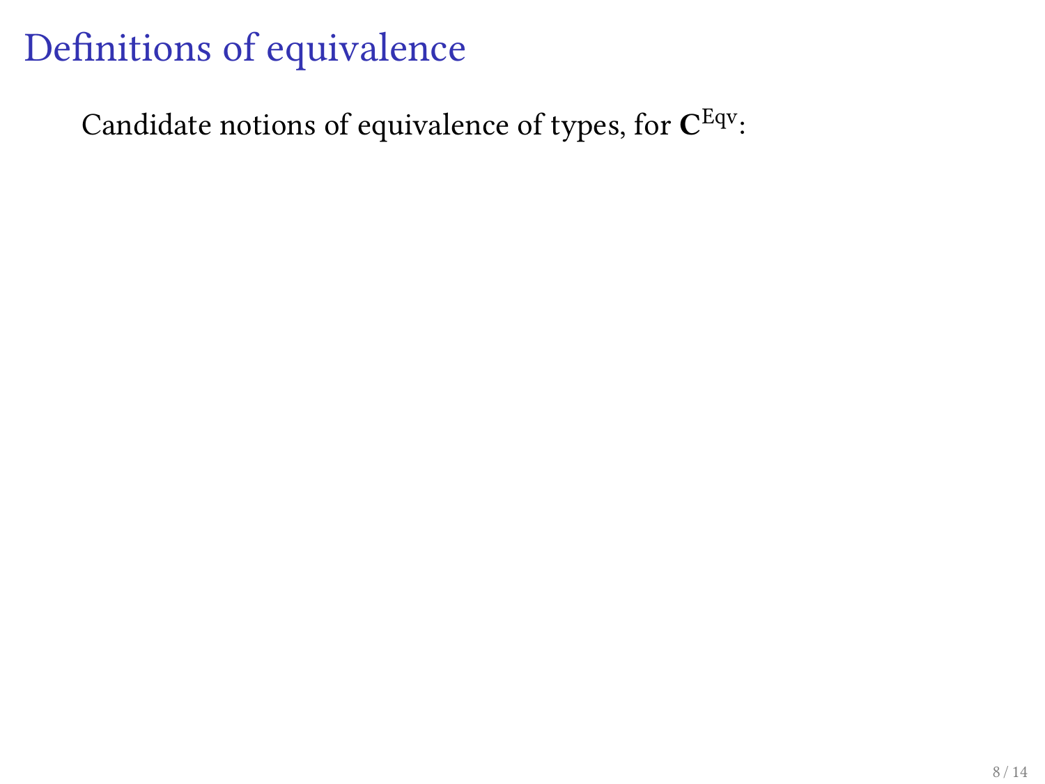# Definitions of equivalence

Candidate notions of equivalence of types, for $\mathbf{C}^{\mathrm{Eqv}}$: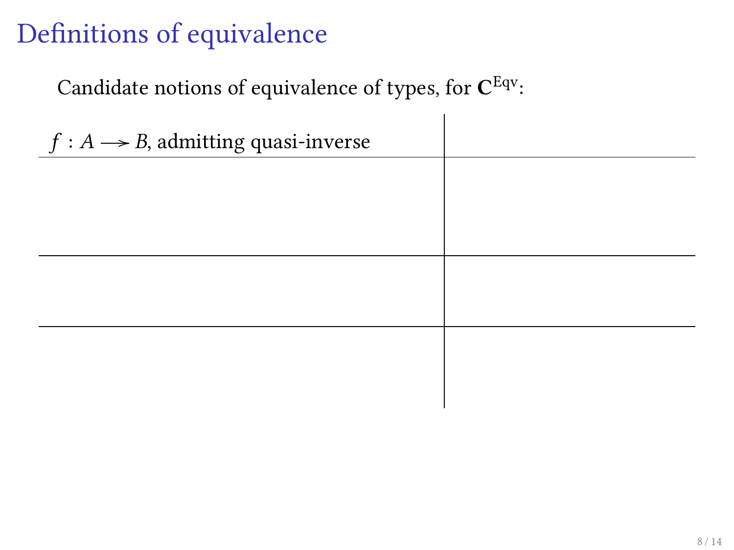# Definitions of equivalence

Candidate notions of equivalence of types, for $\mathbf{C}^{\mathrm{Eqv}}$:

| $f : A \longrightarrow B$, admitting quasi-inverse | |
|---|---|
| | |
| | |
| | |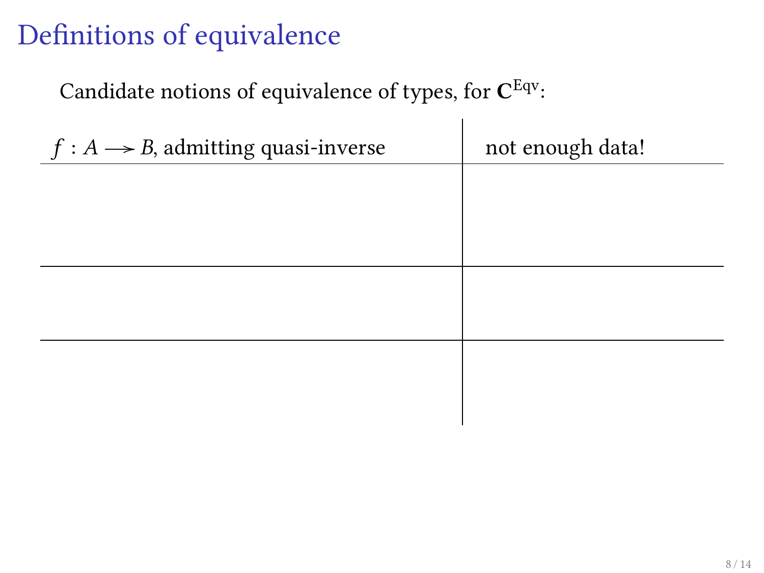# Definitions of equivalence

Candidate notions of equivalence of types, for $\mathbf{C}^{\mathrm{Eqv}}$:

| $f : A \longrightarrow B$, admitting quasi-inverse | not enough data! |
| --- | --- |
| | |
| | |
| | |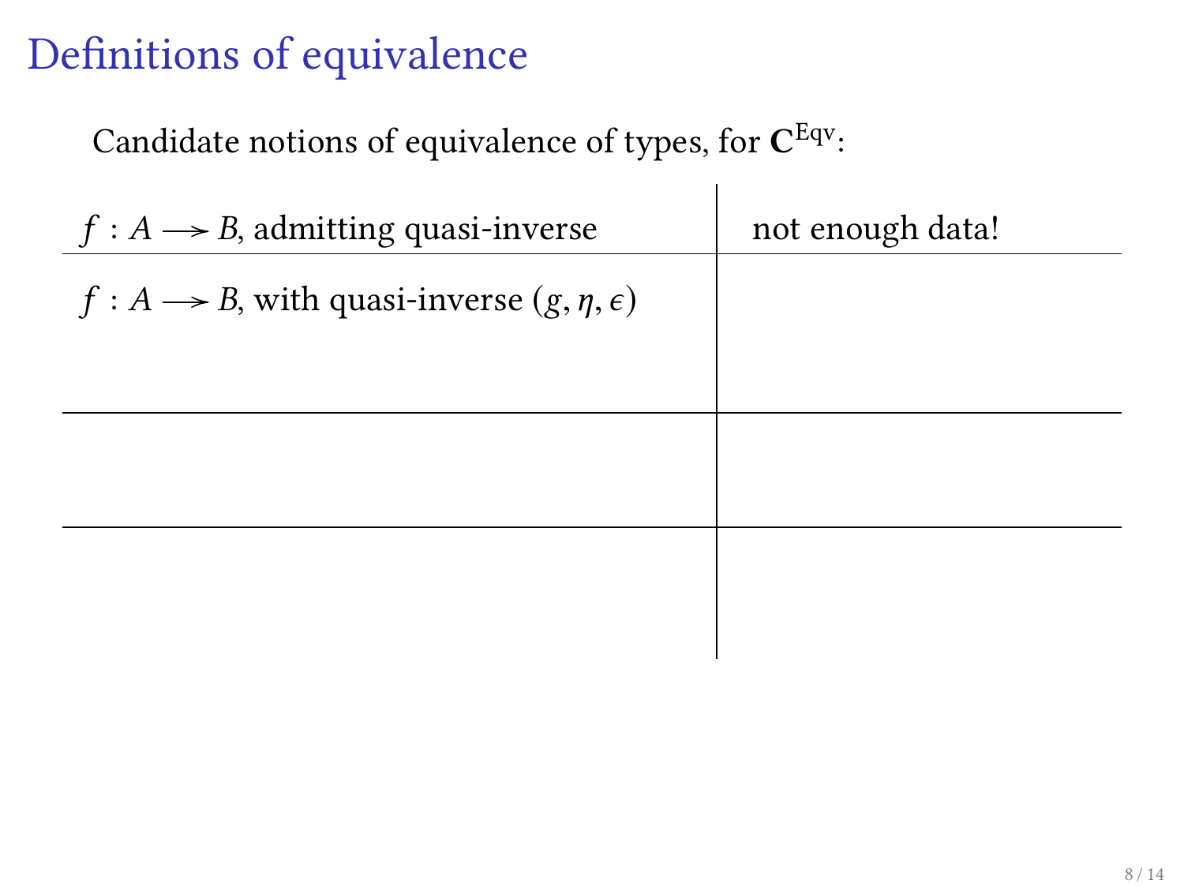# Definitions of equivalence

Candidate notions of equivalence of types, for $\mathbf{C}^{\mathrm{Eqv}}$:

| | |
|---|---|
| $f : A \longrightarrow B$, admitting quasi-inverse | not enough data! |
| $f : A \longrightarrow B$, with quasi-inverse $(g, \eta, \epsilon)$ | |
| | |
| | |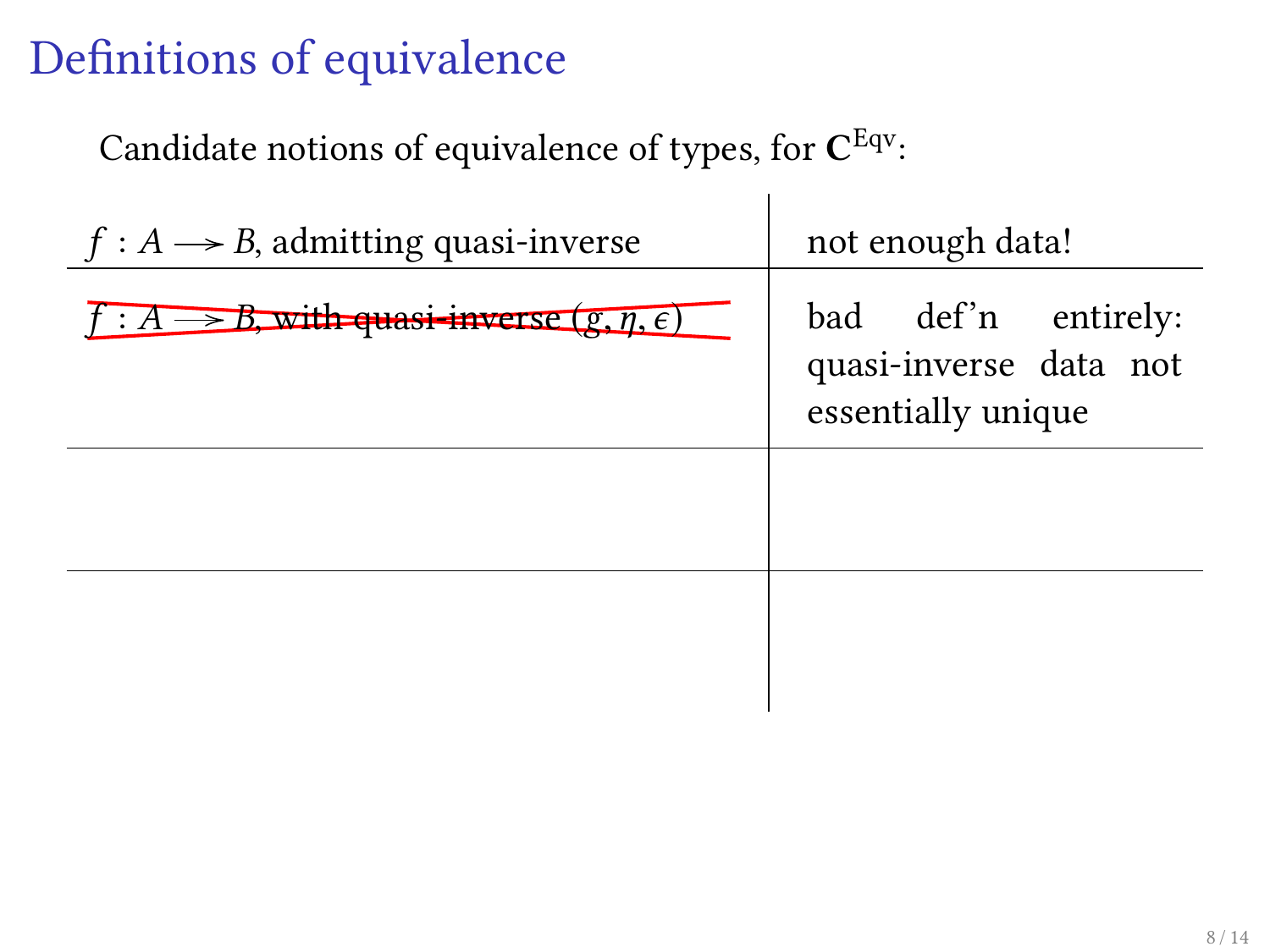# Definitions of equivalence

Candidate notions of equivalence of types, for $\mathbf{C}^{\mathrm{Eqv}}$:

| | |
|---|---|
| $f : A \longrightarrow B$, admitting quasi-inverse | not enough data! |
| ~~$f : A \longrightarrow B$, with quasi-inverse $(g, \eta, \epsilon)$~~ | bad def'n entirely: quasi-inverse data not essentially unique |
| | |
| | |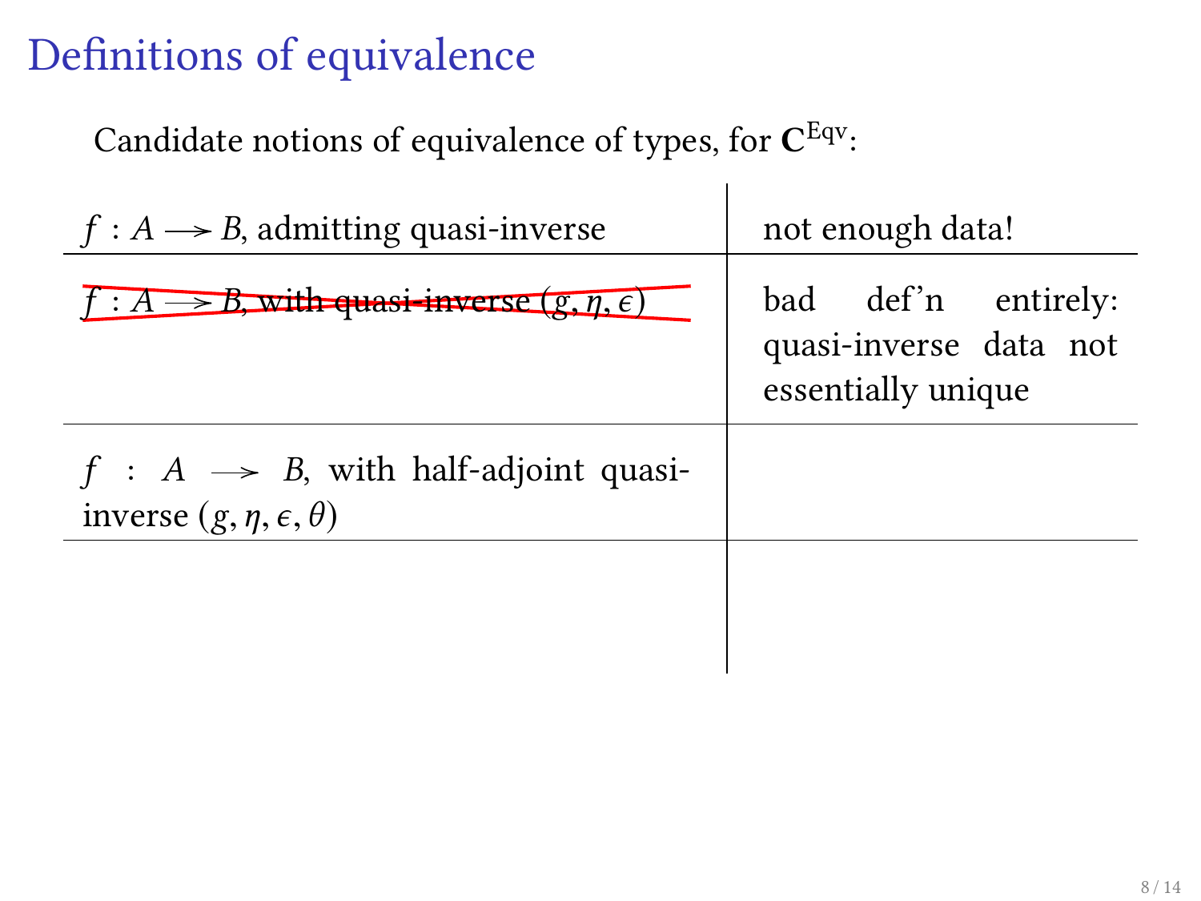# Definitions of equivalence

Candidate notions of equivalence of types, for $\mathbf{C}^{\text{Eqv}}$:

| | |
|---|---|
| $f : A \longrightarrow B$, admitting quasi-inverse | not enough data! |
| ~~$f : A \longrightarrow B$, with quasi-inverse $(g, \eta, \epsilon)$~~ | bad def'n entirely: quasi-inverse data not essentially unique |
| $f : A \longrightarrow B$, with half-adjoint quasi-inverse $(g, \eta, \epsilon, \theta)$ | |
| | |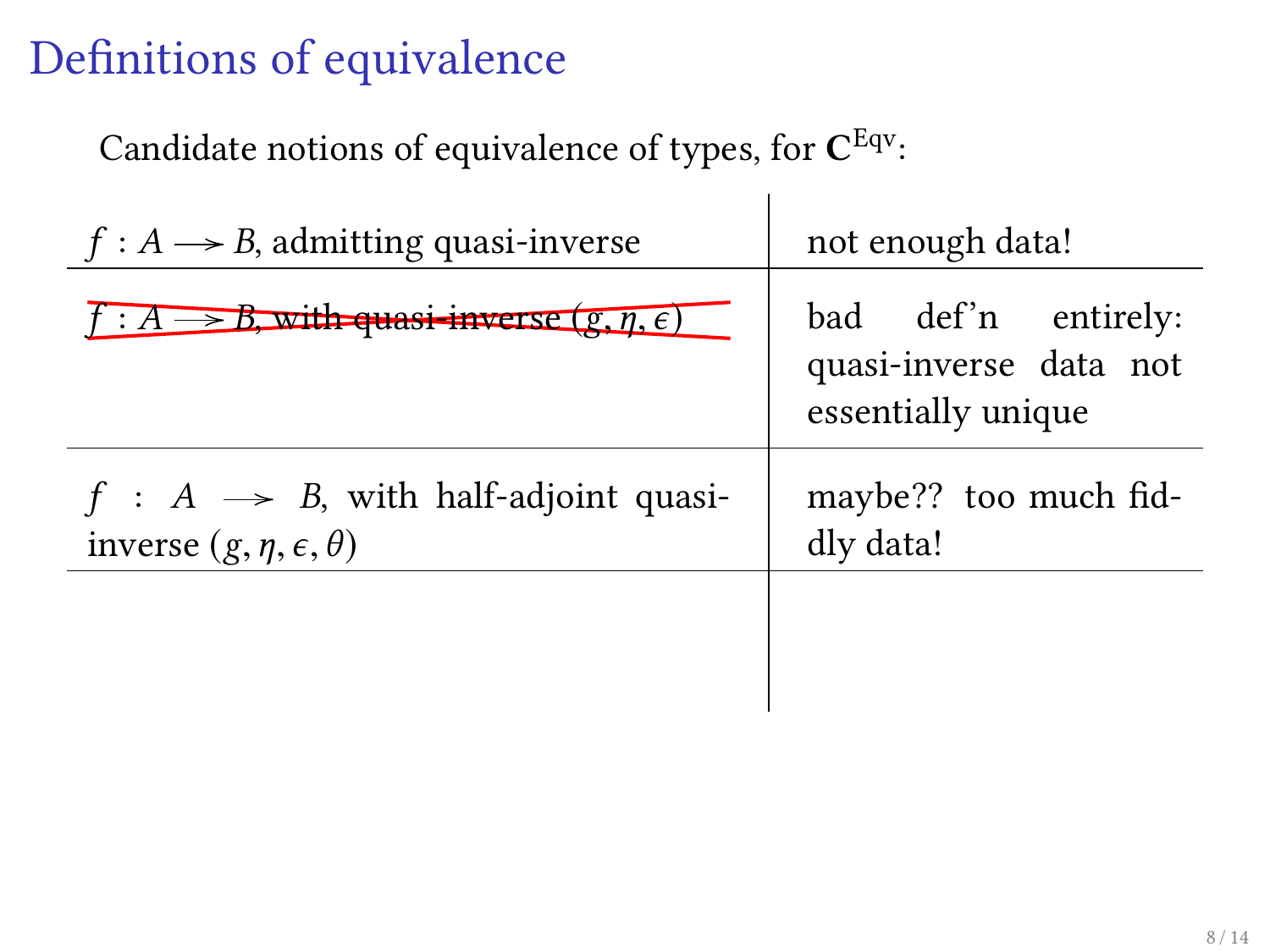# Definitions of equivalence

Candidate notions of equivalence of types, for $\mathbf{C}^{\mathrm{Eqv}}$:

| | |
|---|---|
| $f : A \longrightarrow B$, admitting quasi-inverse | not enough data! |
| ~~$f : A \longrightarrow B$, with quasi-inverse $(g, \eta, \epsilon)$~~ | bad def'n entirely: quasi-inverse data not essentially unique |
| $f : A \longrightarrow B$, with half-adjoint quasi-inverse $(g, \eta, \epsilon, \theta)$ | maybe?? too much fiddly data! |
| | |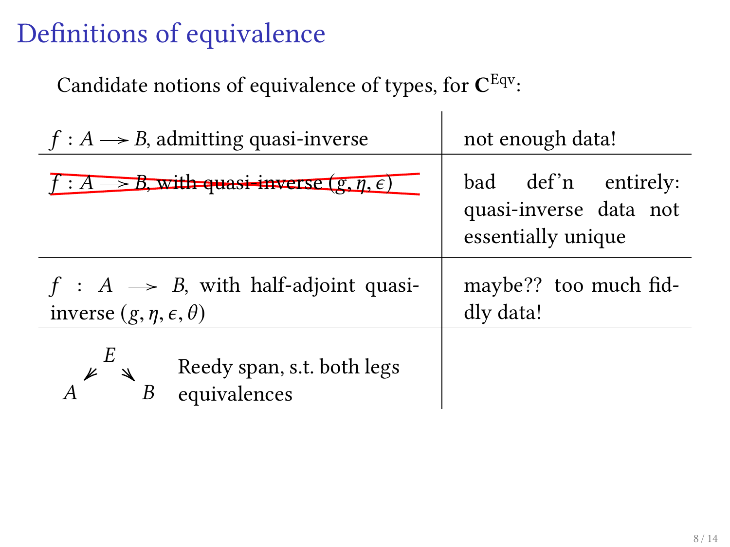# Definitions of equivalence

Candidate notions of equivalence of types, for $\mathbf{C}^{\mathrm{Eqv}}$:

| | |
|---|---|
| $f : A \longrightarrow B$, admitting quasi-inverse | not enough data! |
| ~~$f : A \longrightarrow B$, with quasi-inverse $(g, \eta, \epsilon)$~~ | bad def'n entirely: quasi-inverse data not essentially unique |
| $f : A \longrightarrow B$, with half-adjoint quasi-inverse $(g, \eta, \epsilon, \theta)$ | maybe?? too much fiddly data! |
| $A \leftarrow E \rightarrow B$ Reedy span, s.t. both legs equivalences | |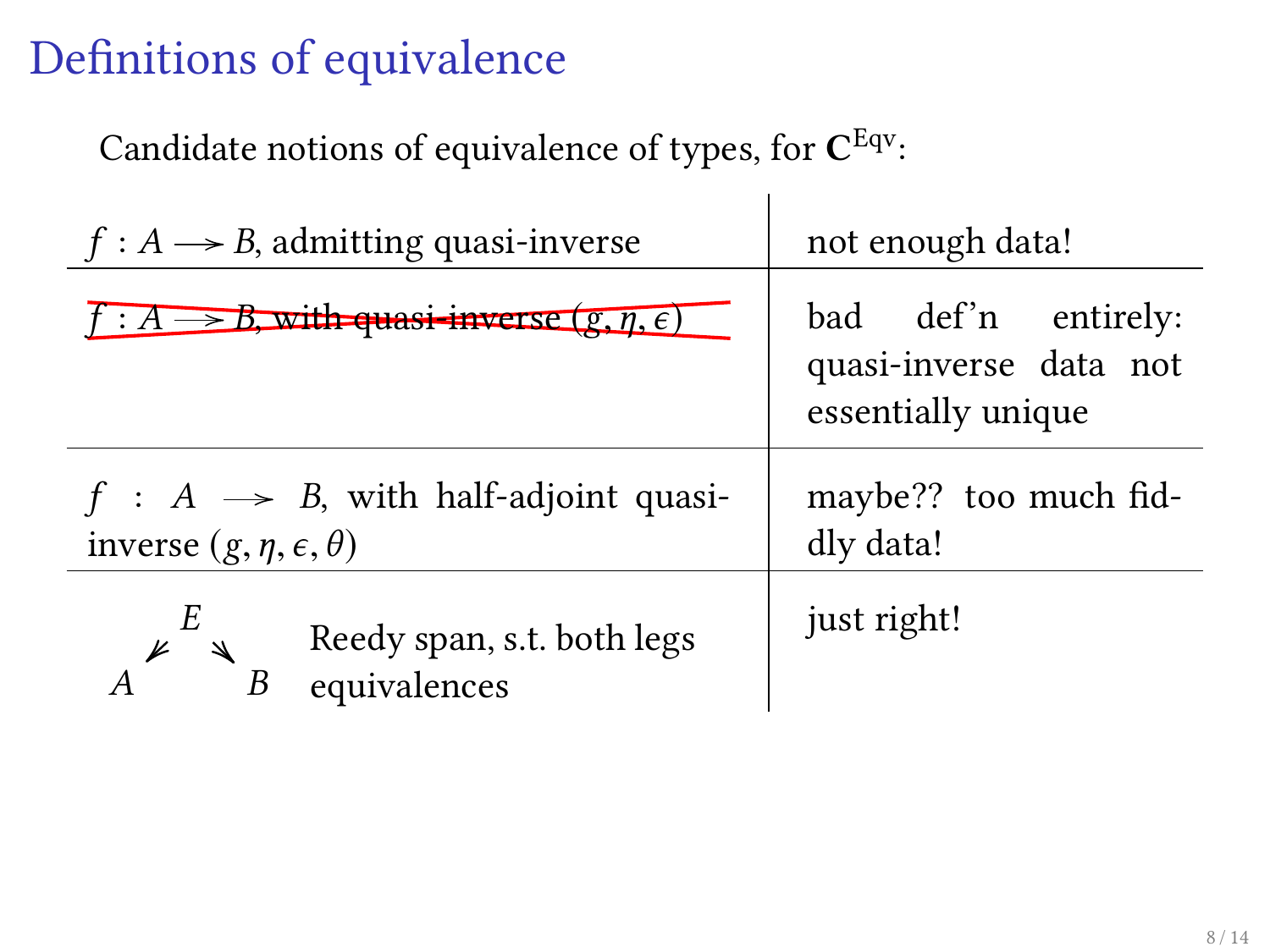# Definitions of equivalence

Candidate notions of equivalence of types, for $\mathbf{C}^{\mathrm{Eqv}}$:

| | |
|---|---|
| $f : A \longrightarrow B$, admitting quasi-inverse | not enough data! |
| ~~$f : A \longrightarrow B$, with quasi-inverse $(g, \eta, \epsilon)$~~ | bad def'n entirely: quasi-inverse data not essentially unique |
| $f : A \longrightarrow B$, with half-adjoint quasi-inverse $(g, \eta, \epsilon, \theta)$ | maybe?? too much fiddly data! |
| $A \leftarrow E \rightarrow B$ Reedy span, s.t. both legs equivalences | just right! |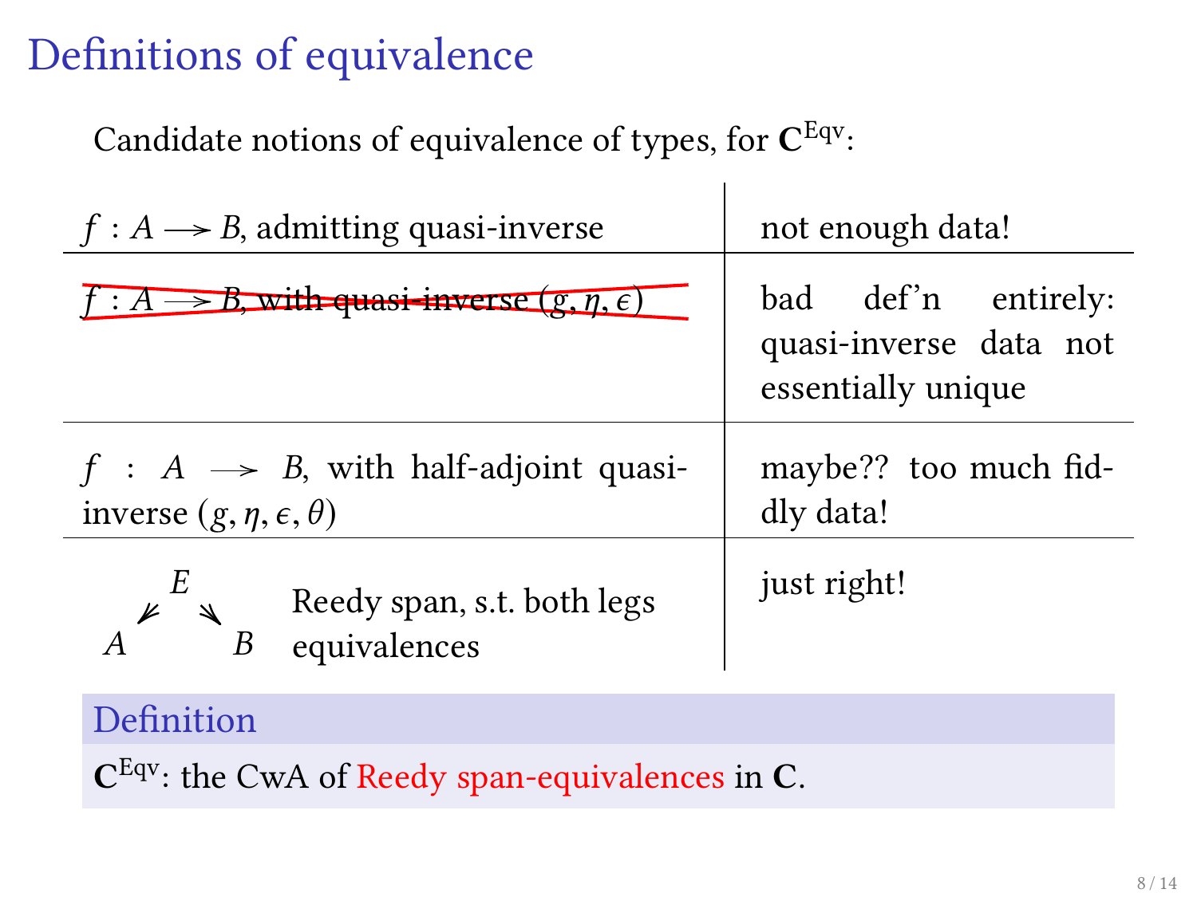# Definitions of equivalence

Candidate notions of equivalence of types, for $\mathbf{C}^{\mathrm{Eqv}}$:

| | |
|---|---|
| $f : A \longrightarrow B$, admitting quasi-inverse | not enough data! |
| ~~$f : A \longrightarrow B$, with quasi-inverse $(g, \eta, \epsilon)$~~ | bad def'n entirely: quasi-inverse data not essentially unique |
| $f : A \longrightarrow B$, with half-adjoint quasi-inverse $(g, \eta, \epsilon, \theta)$ | maybe?? too much fiddly data! |
| $A \twoheadleftarrow E \twoheadrightarrow B$ Reedy span, s.t. both legs equivalences | just right! |

**Definition**

$\mathbf{C}^{\mathrm{Eqv}}$: the CwA of Reedy span-equivalences in $\mathbf{C}$.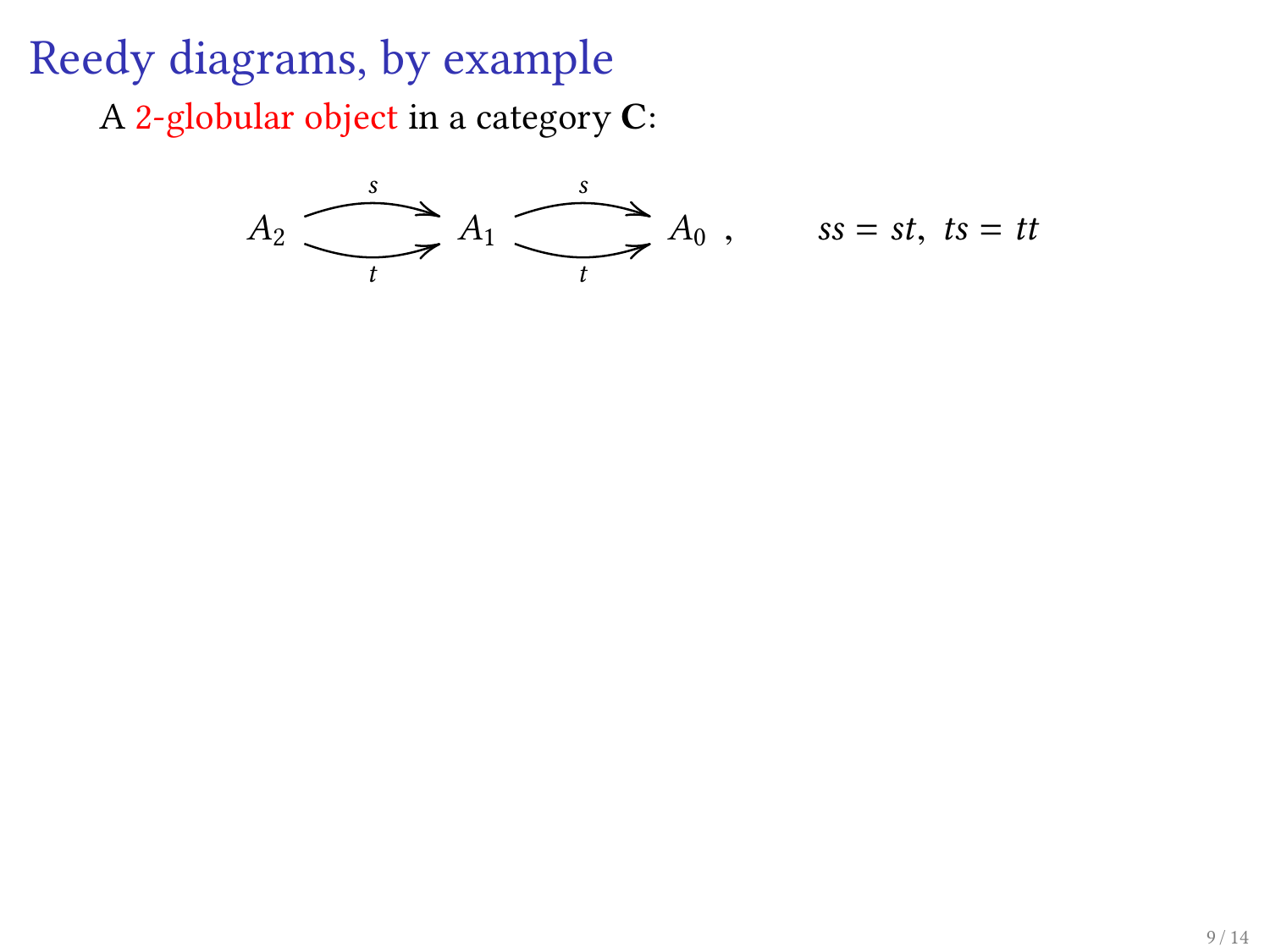# Reedy diagrams, by example

A 2-globular object in a category **C**:

$$A_2 \underset{t}{\overset{s}{\rightrightarrows}} A_1 \underset{t}{\overset{s}{\rightrightarrows}} A_0 \;, \qquad ss = st,\; ts = tt$$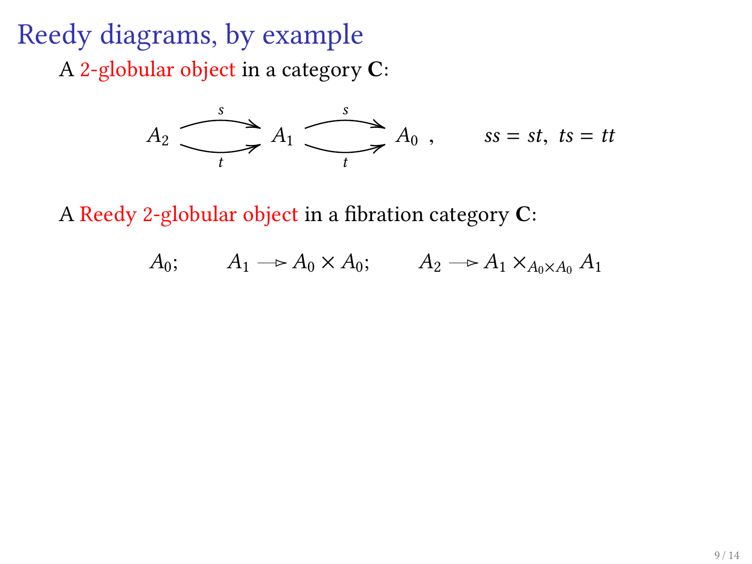# Reedy diagrams, by example

A 2-globular object in a category $\mathbf{C}$:

$$A_2 \overset{s}{\underset{t}{\rightrightarrows}} A_1 \overset{s}{\underset{t}{\rightrightarrows}} A_0 \ , \qquad ss = st, \ ts = tt$$

A Reedy 2-globular object in a fibration category $\mathbf{C}$:

$$A_0; \qquad A_1 \twoheadrightarrow A_0 \times A_0; \qquad A_2 \twoheadrightarrow A_1 \times_{A_0 \times A_0} A_1$$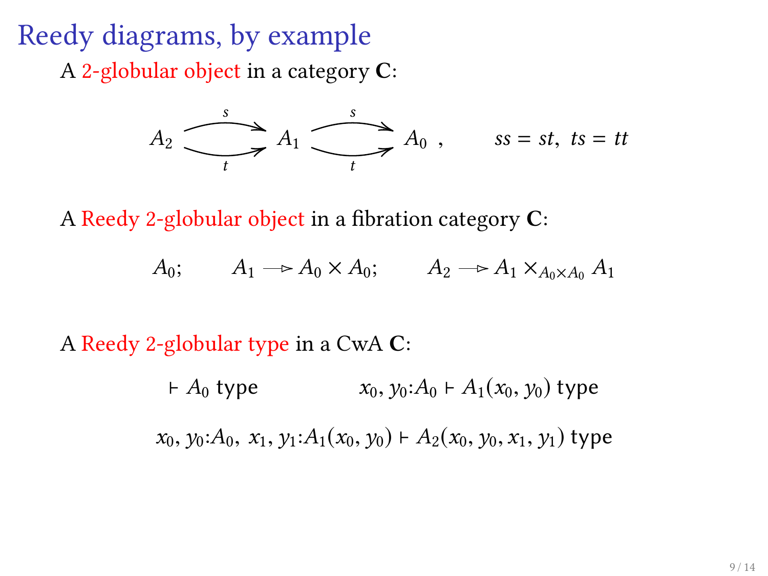# Reedy diagrams, by example

A 2-globular object in a category **C**:

$$A_2 \underset{t}{\overset{s}{\rightrightarrows}} A_1 \underset{t}{\overset{s}{\rightrightarrows}} A_0 \ , \qquad ss = st, \ ts = tt$$

A Reedy 2-globular object in a fibration category **C**:

$$A_0; \qquad A_1 \twoheadrightarrow A_0 \times A_0; \qquad A_2 \twoheadrightarrow A_1 \times_{A_0 \times A_0} A_1$$

A Reedy 2-globular type in a CwA **C**:

$$\vdash A_0 \ \mathsf{type} \qquad\qquad x_0, y_0{:}A_0 \vdash A_1(x_0, y_0) \ \mathsf{type}$$

$$x_0, y_0{:}A_0, \ x_1, y_1{:}A_1(x_0, y_0) \vdash A_2(x_0, y_0, x_1, y_1) \ \mathsf{type}$$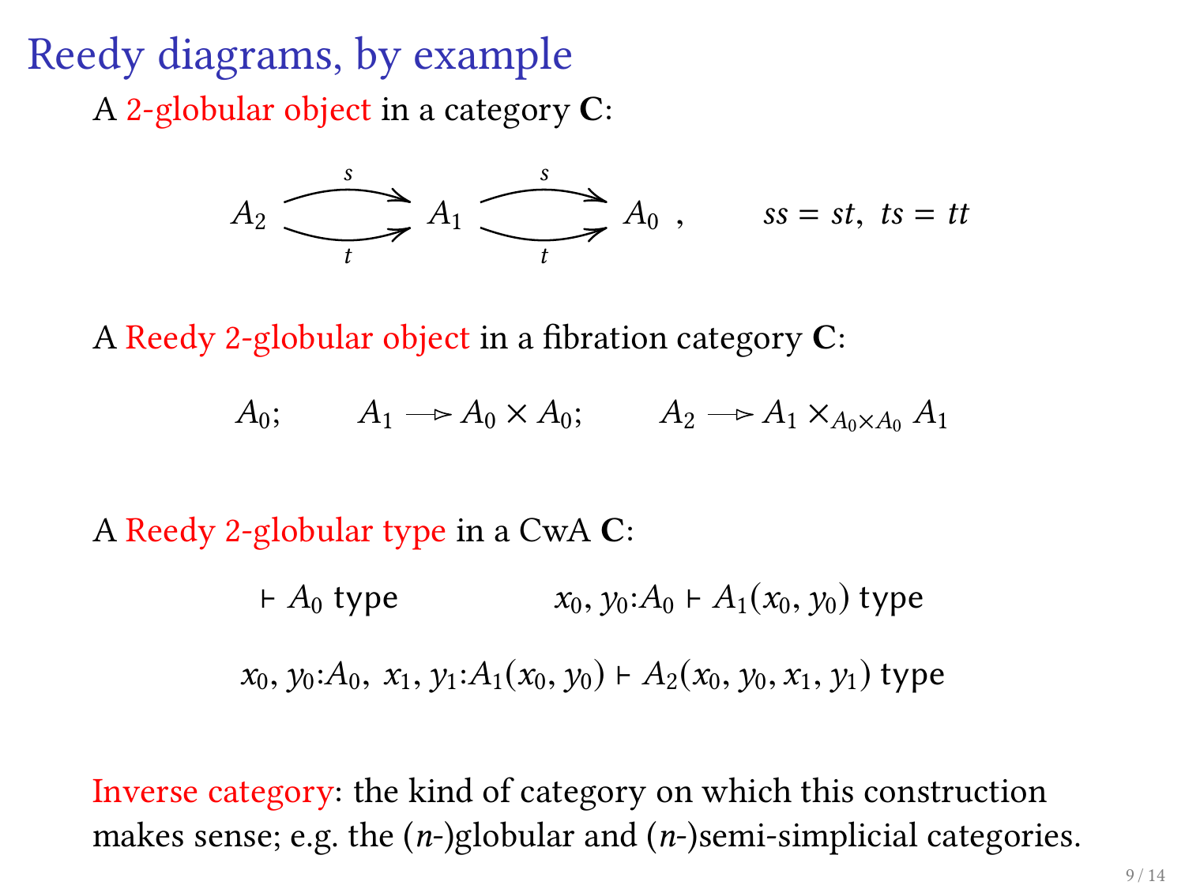# Reedy diagrams, by example

A 2-globular object in a category $\mathbf{C}$:

$$A_2 \underset{t}{\overset{s}{\rightrightarrows}} A_1 \underset{t}{\overset{s}{\rightrightarrows}} A_0 \,, \qquad ss = st,\ ts = tt$$

A Reedy 2-globular object in a fibration category $\mathbf{C}$:

$$A_0; \qquad A_1 \twoheadrightarrow A_0 \times A_0; \qquad A_2 \twoheadrightarrow A_1 \times_{A_0 \times A_0} A_1$$

A Reedy 2-globular type in a CwA $\mathbf{C}$:

$$\vdash A_0 \text{ type} \qquad\qquad x_0, y_0{:}A_0 \vdash A_1(x_0, y_0) \text{ type}$$

$$x_0, y_0{:}A_0,\ x_1, y_1{:}A_1(x_0, y_0) \vdash A_2(x_0, y_0, x_1, y_1) \text{ type}$$

Inverse category: the kind of category on which this construction makes sense; e.g. the ($n$-)globular and ($n$-)semi-simplicial categories.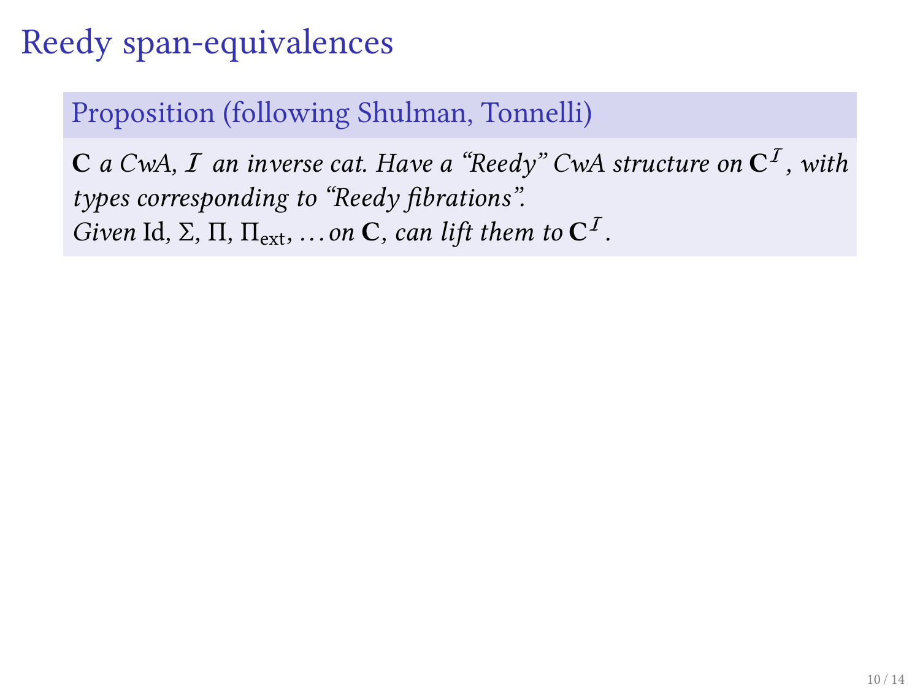# Reedy span-equivalences

**Proposition (following Shulman, Tonnelli)**

$\mathbf{C}$ *a CwA,* $\mathcal{I}$ *an inverse cat. Have a "Reedy" CwA structure on* $\mathbf{C}^{\mathcal{I}}$*, with types corresponding to "Reedy fibrations".*
*Given* Id, $\Sigma$, $\Pi$, $\Pi_{\text{ext}}$, *… on* $\mathbf{C}$*, can lift them to* $\mathbf{C}^{\mathcal{I}}$*.*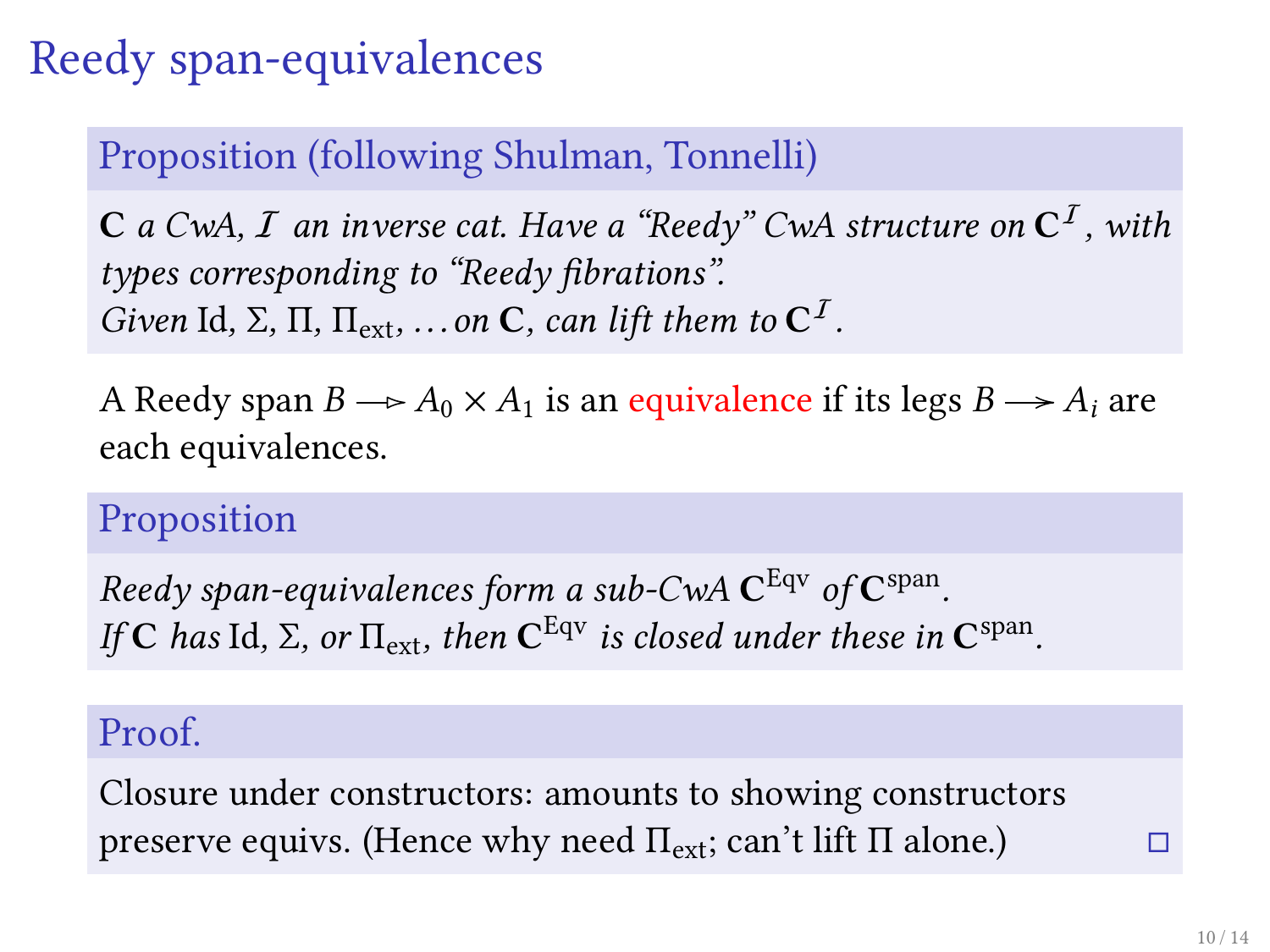# Reedy span-equivalences

**Proposition (following Shulman, Tonnelli)**

*$\mathbf{C}$ a CwA, $\mathcal{I}$ an inverse cat. Have a "Reedy" CwA structure on $\mathbf{C}^{\mathcal{I}}$, with types corresponding to "Reedy fibrations".*
*Given* Id, $\Sigma$, $\Pi$, $\Pi_{\text{ext}}$, … *on* $\mathbf{C}$, *can lift them to* $\mathbf{C}^{\mathcal{I}}$.

A Reedy span $B \twoheadrightarrow A_0 \times A_1$ is an equivalence if its legs $B \twoheadrightarrow A_i$ are each equivalences.

**Proposition**

*Reedy span-equivalences form a sub-CwA $\mathbf{C}^{\text{Eqv}}$ of $\mathbf{C}^{\text{span}}$.*
*If $\mathbf{C}$ has* Id, $\Sigma$, *or* $\Pi_{\text{ext}}$, *then $\mathbf{C}^{\text{Eqv}}$ is closed under these in $\mathbf{C}^{\text{span}}$.*

**Proof.**

Closure under constructors: amounts to showing constructors preserve equivs. (Hence why need $\Pi_{\text{ext}}$; can't lift $\Pi$ alone.) □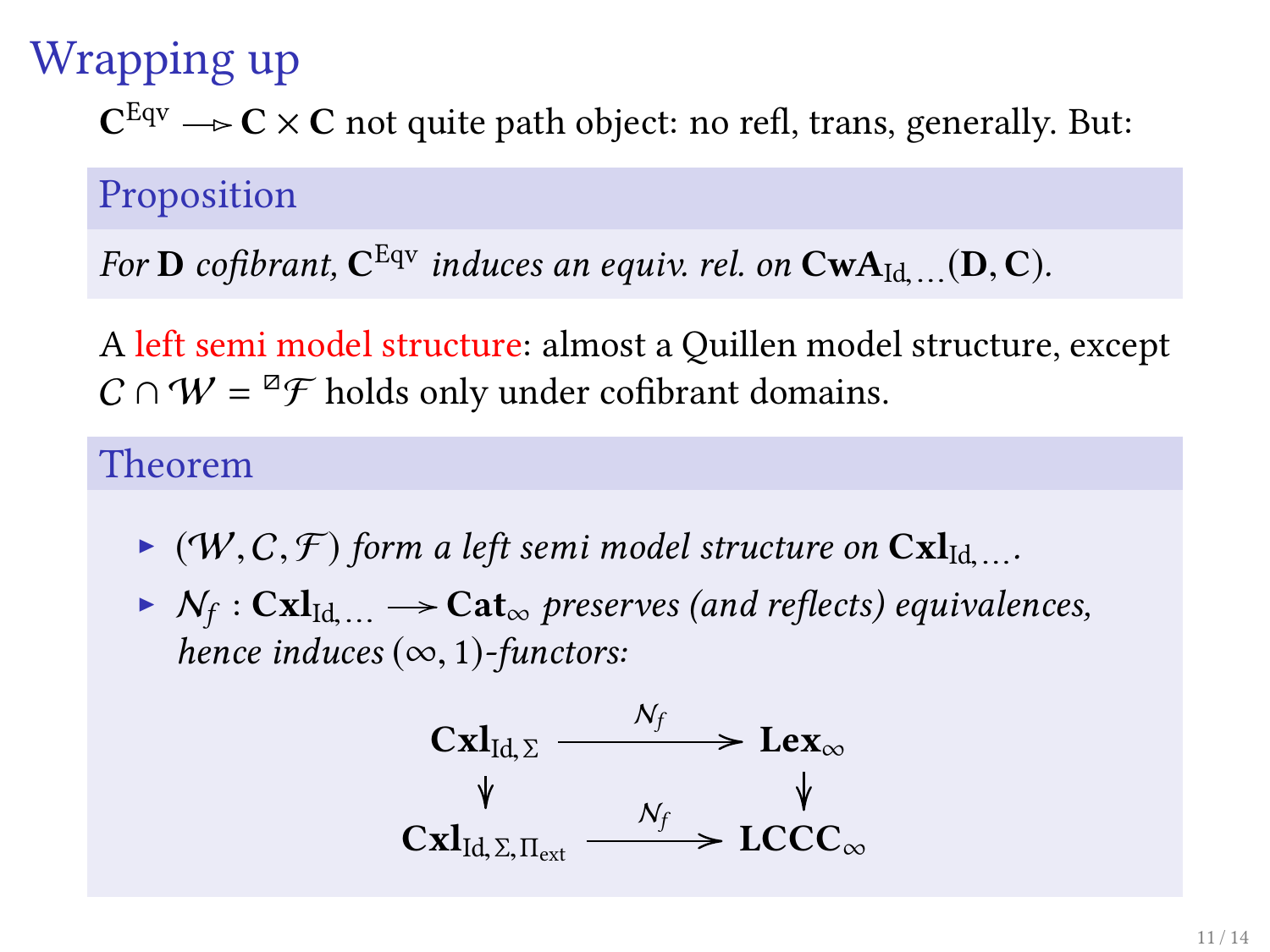# Wrapping up

$\mathbf{C}^{\mathrm{Eqv}} \twoheadrightarrow \mathbf{C} \times \mathbf{C}$ not quite path object: no refl, trans, generally. But:

**Proposition**

*For $\mathbf{D}$ cofibrant, $\mathbf{C}^{\mathrm{Eqv}}$ induces an equiv. rel. on $\mathbf{CwA}_{\mathrm{Id},\dots}(\mathbf{D}, \mathbf{C})$.*

A left semi model structure: almost a Quillen model structure, except $\mathcal{C} \cap \mathcal{W} = {}^{\boxslash}\mathcal{F}$ holds only under cofibrant domains.

**Theorem**

- *$(\mathcal{W}, \mathcal{C}, \mathcal{F})$ form a left semi model structure on $\mathbf{Cxl}_{\mathrm{Id},\dots}$.*
- *$\mathcal{N}_f : \mathbf{Cxl}_{\mathrm{Id},\dots} \longrightarrow \mathbf{Cat}_\infty$ preserves (and reflects) equivalences, hence induces $(\infty, 1)$-functors:*

$$\begin{array}{ccc}
\mathbf{Cxl}_{\mathrm{Id},\Sigma} & \xrightarrow{\mathcal{N}_f} & \mathbf{Lex}_\infty \\
\downarrow & & \downarrow \\
\mathbf{Cxl}_{\mathrm{Id},\Sigma,\Pi_{\mathrm{ext}}} & \xrightarrow{\mathcal{N}_f} & \mathbf{LCCC}_\infty
\end{array}$$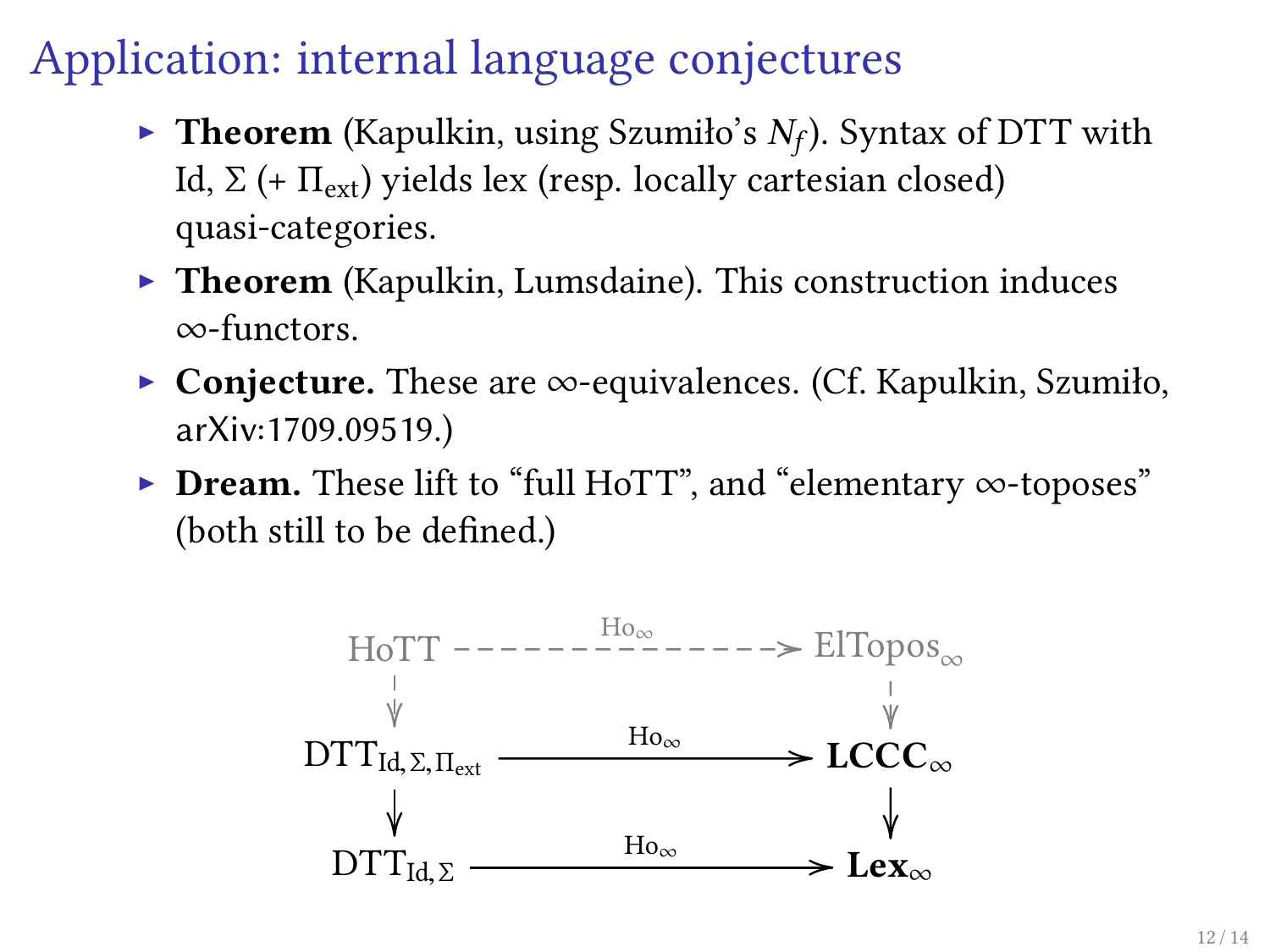# Application: internal language conjectures

- **Theorem** (Kapulkin, using Szumiło's $N_f$). Syntax of DTT with Id, $\Sigma$ (+ $\Pi_{\text{ext}}$) yields lex (resp. locally cartesian closed) quasi-categories.
- **Theorem** (Kapulkin, Lumsdaine). This construction induces $\infty$-functors.
- **Conjecture.** These are $\infty$-equivalences. (Cf. Kapulkin, Szumiło, arXiv:1709.09519.)
- **Dream.** These lift to "full HoTT", and "elementary $\infty$-toposes" (both still to be defined.)

$$
\begin{array}{ccc}
\text{HoTT} & \xrightarrow{\ \text{Ho}_\infty\ } & \text{ElTopos}_\infty \\
\downarrow & & \downarrow \\
\text{DTT}_{\text{Id},\Sigma,\Pi_{\text{ext}}} & \xrightarrow{\ \text{Ho}_\infty\ } & \mathbf{LCCC}_\infty \\
\downarrow & & \downarrow \\
\text{DTT}_{\text{Id},\Sigma} & \xrightarrow{\ \text{Ho}_\infty\ } & \mathbf{Lex}_\infty
\end{array}
$$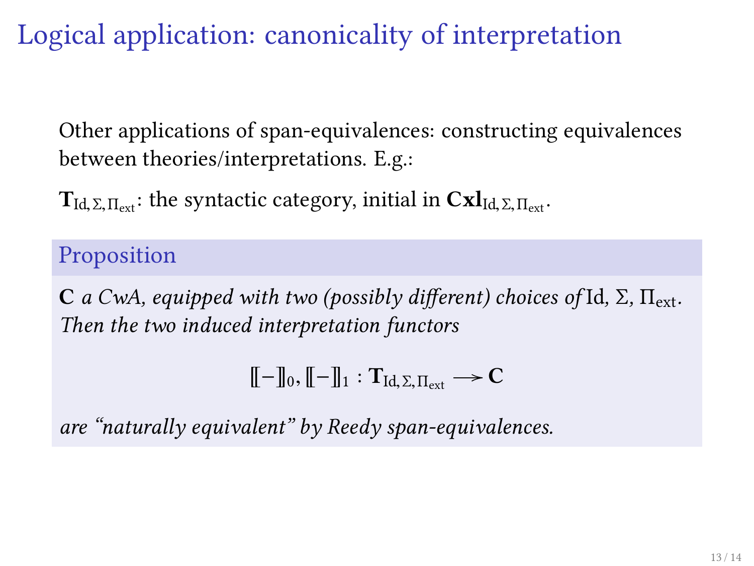# Logical application: canonicality of interpretation

Other applications of span-equivalences: constructing equivalences between theories/interpretations. E.g.:

$\mathbf{T}_{\mathrm{Id},\Sigma,\Pi_{\mathrm{ext}}}$: the syntactic category, initial in $\mathbf{Cxl}_{\mathrm{Id},\Sigma,\Pi_{\mathrm{ext}}}$.

**Proposition**

$\mathbf{C}$ *a CwA, equipped with two (possibly different) choices of* Id, $\Sigma$, $\Pi_{\mathrm{ext}}$. *Then the two induced interpretation functors*

$$[\![-]\!]_0, [\![-]\!]_1 : \mathbf{T}_{\mathrm{Id},\Sigma,\Pi_{\mathrm{ext}}} \longrightarrow \mathbf{C}$$

*are "naturally equivalent" by Reedy span-equivalences.*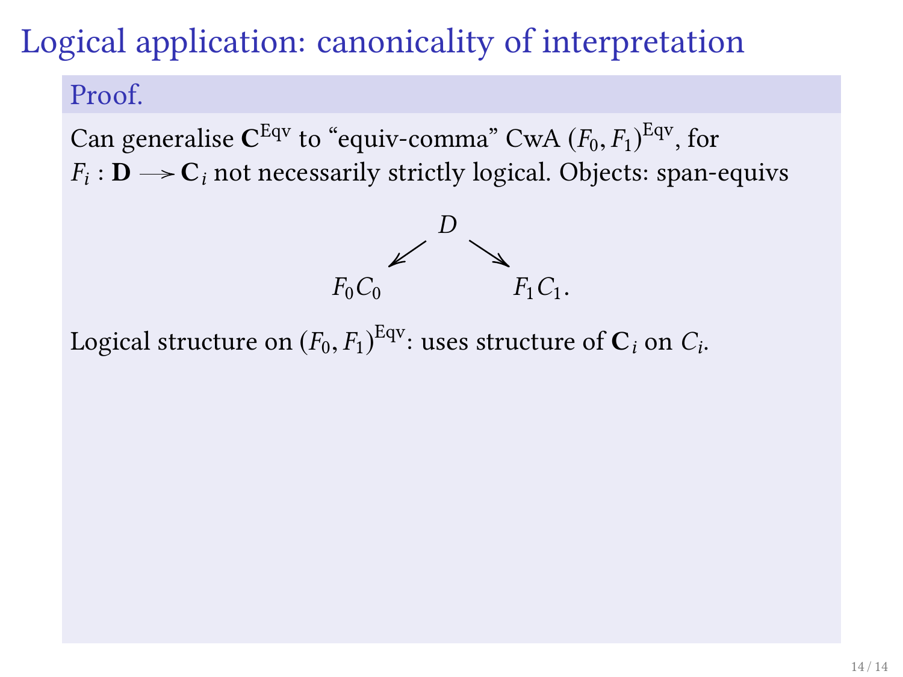# Logical application: canonicality of interpretation

**Proof.**

Can generalise $\mathbf{C}^{\mathrm{Eqv}}$ to "equiv-comma" CwA $(F_0, F_1)^{\mathrm{Eqv}}$, for $F_i : \mathbf{D} \longrightarrow \mathbf{C}_i$ not necessarily strictly logical. Objects: span-equivs

$$
\begin{array}{ccc}
 & D & \\
\swarrow & & \searrow \\
F_0 C_0 & & F_1 C_1.
\end{array}
$$

Logical structure on $(F_0, F_1)^{\mathrm{Eqv}}$: uses structure of $\mathbf{C}_i$ on $C_i$.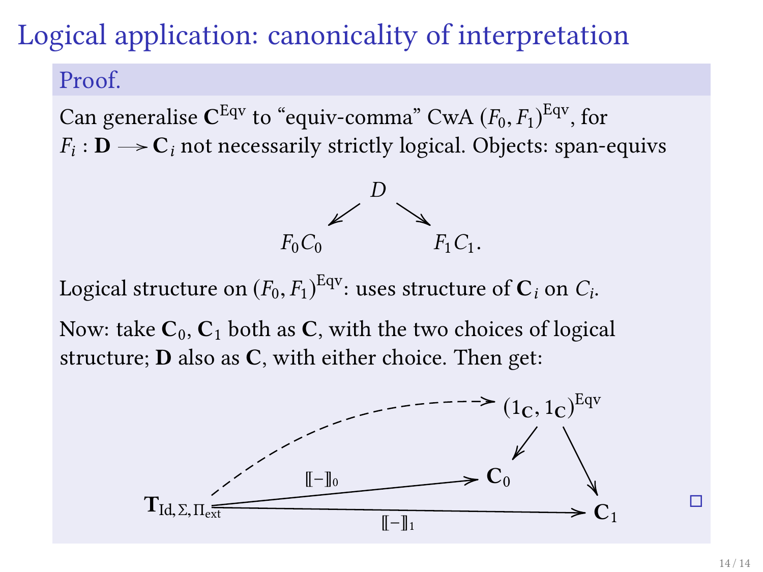# Logical application: canonicality of interpretation

**Proof.**

Can generalise $\mathbf{C}^{\mathrm{Eqv}}$ to "equiv-comma" CwA $(F_0, F_1)^{\mathrm{Eqv}}$, for $F_i : \mathbf{D} \longrightarrow \mathbf{C}_i$ not necessarily strictly logical. Objects: span-equivs

$$
\begin{array}{ccc}
 & D & \\
\swarrow & & \searrow \\
F_0 C_0 & & F_1 C_1.
\end{array}
$$

Logical structure on $(F_0, F_1)^{\mathrm{Eqv}}$: uses structure of $\mathbf{C}_i$ on $C_i$.

Now: take $\mathbf{C}_0$, $\mathbf{C}_1$ both as $\mathbf{C}$, with the two choices of logical structure; $\mathbf{D}$ also as $\mathbf{C}$, with either choice. Then get:

$$
\begin{array}{ccccc}
 & & & (1_{\mathbf{C}}, 1_{\mathbf{C}})^{\mathrm{Eqv}} & \\
 & \nearrow\text{(dashed)} & \swarrow & & \searrow \\
 & & \mathbf{C}_0 & & \\
\mathbf{T}_{\mathrm{Id},\Sigma,\Pi_{\mathrm{ext}}} & \xrightarrow{[\![-]\!]_0} \mathbf{C}_0 & & & \\
\mathbf{T}_{\mathrm{Id},\Sigma,\Pi_{\mathrm{ext}}} & & \xrightarrow{[\![-]\!]_1} & & \mathbf{C}_1
\end{array}
$$

□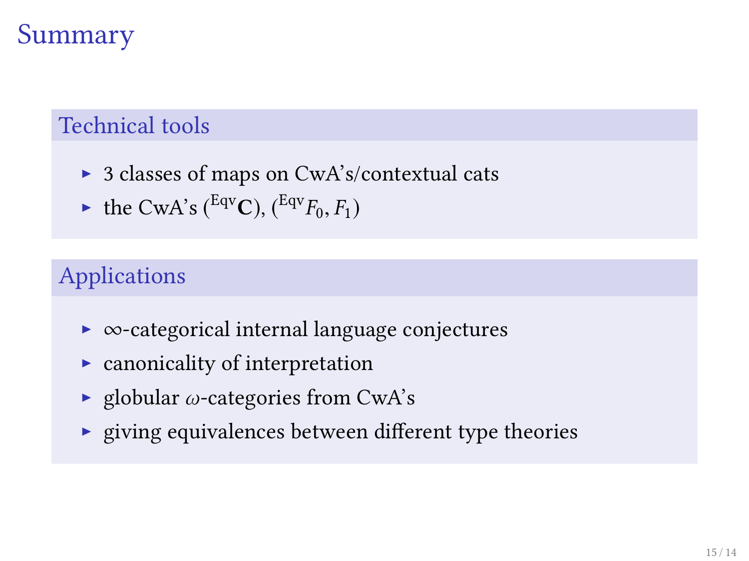# Summary

## Technical tools

- 3 classes of maps on CwA's/contextual cats
- the CwA's $({}^{\mathrm{Eqv}}\mathbf{C})$, $({}^{\mathrm{Eqv}}F_0, F_1)$

## Applications

- $\infty$-categorical internal language conjectures
- canonicality of interpretation
- globular $\omega$-categories from CwA's
- giving equivalences between different type theories